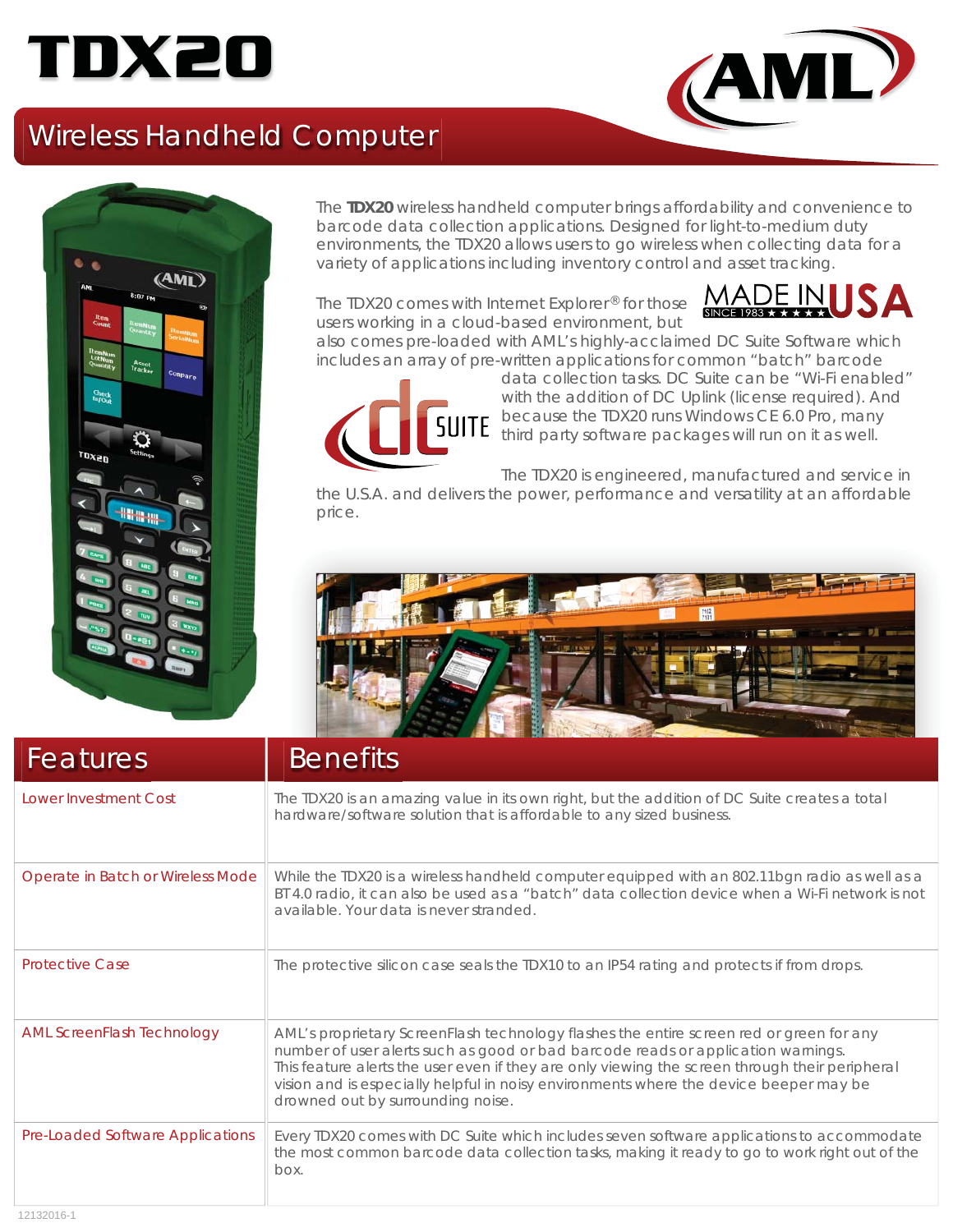# TDX20

## Wireless Handheld Computer

The **TDX20** wireless handheld computer brings affordability and convenience to barcode data collection applications. Designed for light-to-medium duty environments, the TDX20 allows users to go wireless when collecting data for a variety of applications including inventory control and asset tracking.

MADE IN USA
SINCE 1983 ★ ★ ★ ★ ★

The TDX20 comes with Internet Explorer® for those users working in a cloud-based environment, but also comes pre-loaded with AML's highly-acclaimed DC Suite Software which includes an array of pre-written applications for common "batch" barcode data collection tasks. DC Suite can be "Wi-Fi enabled" with the addition of DC Uplink (license required). And because the TDX20 runs Windows CE 6.0 Pro, many third party software packages will run on it as well.

The TDX20 is engineered, manufactured and service in the U.S.A. and delivers the power, performance and versatility at an affordable price.

| Features | Benefits |
| --- | --- |
| Lower Investment Cost | The TDX20 is an amazing value in its own right, but the addition of DC Suite creates a total hardware/software solution that is affordable to any sized business. |
| Operate in Batch or Wireless Mode | While the TDX20 is a wireless handheld computer equipped with an 802.11bgn radio as well as a BT 4.0 radio, it can also be used as a "batch" data collection device when a Wi-Fi network is not available. Your data is never stranded. |
| Protective Case | The protective silicon case seals the TDX10 to an IP54 rating and protects if from drops. |
| AML ScreenFlash Technology | AML's proprietary ScreenFlash technology flashes the entire screen red or green for any number of user alerts such as good or bad barcode reads or application warnings. This feature alerts the user even if they are only viewing the screen through their peripheral vision and is especially helpful in noisy environments where the device beeper may be drowned out by surrounding noise. |
| Pre-Loaded Software Applications | Every TDX20 comes with DC Suite which includes seven software applications to accommodate the most common barcode data collection tasks, making it ready to go to work right out of the box. |

12132016-1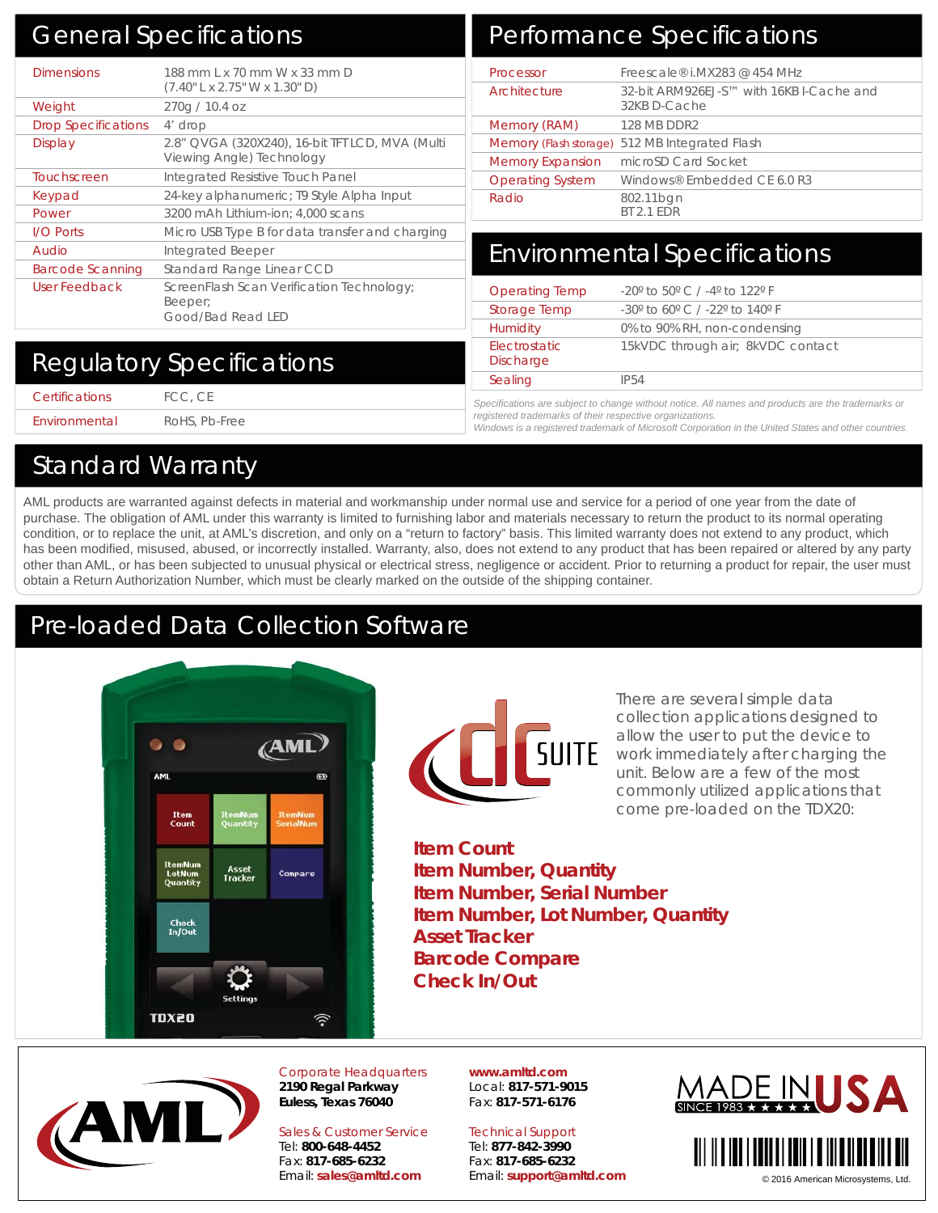## General Specifications

| | |
|---|---|
| Dimensions | 188 mm L x 70 mm W x 33 mm D (7.40" L x 2.75" W x 1.30" D) |
| Weight | 270g / 10.4 oz |
| Drop Specifications | 4' drop |
| Display | 2.8" QVGA (320X240), 16-bit TFT LCD, MVA (Multi Viewing Angle) Technology |
| Touchscreen | Integrated Resistive Touch Panel |
| Keypad | 24-key alphanumeric; T9 Style Alpha Input |
| Power | 3200 mAh Lithium-ion; 4,000 scans |
| I/O Ports | Micro USB Type B for data transfer and charging |
| Audio | Integrated Beeper |
| Barcode Scanning | Standard Range Linear CCD |
| User Feedback | ScreenFlash Scan Verification Technology; Beeper; Good/Bad Read LED |

## Regulatory Specifications

| | |
|---|---|
| Certifications | FCC, CE |
| Environmental | RoHS, Pb-Free |

## Performance Specifications

| | |
|---|---|
| Processor | Freescale® i.MX283 @ 454 MHz |
| Architecture | 32-bit ARM926EJ-S™ with 16KB I-Cache and 32KB D-Cache |
| Memory (RAM) | 128 MB DDR2 |
| Memory (Flash storage) | 512 MB Integrated Flash |
| Memory Expansion | microSD Card Socket |
| Operating System | Windows® Embedded CE 6.0 R3 |
| Radio | 802.11bgn BT 2.1 EDR |

## Environmental Specifications

| | |
|---|---|
| Operating Temp | -20º to 50º C / -4º to 122º F |
| Storage Temp | -30º to 60º C / -22º to 140º F |
| Humidity | 0% to 90% RH, non-condensing |
| Electrostatic Discharge | 15kVDC through air; 8kVDC contact |
| Sealing | IP54 |

*Specifications are subject to change without notice. All names and products are the trademarks or registered trademarks of their respective organizations.*
*Windows is a registered trademark of Microsoft Corporation in the United States and other countries.*

## Standard Warranty

AML products are warranted against defects in material and workmanship under normal use and service for a period of one year from the date of purchase. The obligation of AML under this warranty is limited to furnishing labor and materials necessary to return the product to its normal operating condition, or to replace the unit, at AML's discretion, and only on a "return to factory" basis. This limited warranty does not extend to any product, which has been modified, misused, abused, or incorrectly installed. Warranty, also, does not extend to any product that has been repaired or altered by any party other than AML, or has been subjected to unusual physical or electrical stress, negligence or accident. Prior to returning a product for repair, the user must obtain a Return Authorization Number, which must be clearly marked on the outside of the shipping container.

## Pre-loaded Data Collection Software

dc SUITE

There are several simple data collection applications designed to allow the user to put the device to work immediately after charging the unit. Below are a few of the most commonly utilized applications that come pre-loaded on the TDX20:

- **Item Count**
- **Item Number, Quantity**
- **Item Number, Serial Number**
- **Item Number, Lot Number, Quantity**
- **Asset Tracker**
- **Barcode Compare**
- **Check In/Out**

Corporate Headquarters
**2190 Regal Parkway**
**Euless, Texas 76040**

Sales & Customer Service
Tel: **800-648-4452**
Fax: **817-685-6232**
Email: **sales@amltd.com**

**www.amltd.com**
Local: **817-571-9015**
Fax: **817-571-6176**

Technical Support
Tel: **877-842-3990**
Fax: **817-685-6232**
Email: **support@amltd.com**

MADE IN USA
SINCE 1983 ★ ★ ★ ★ ★

© 2016 American Microsystems, Ltd.